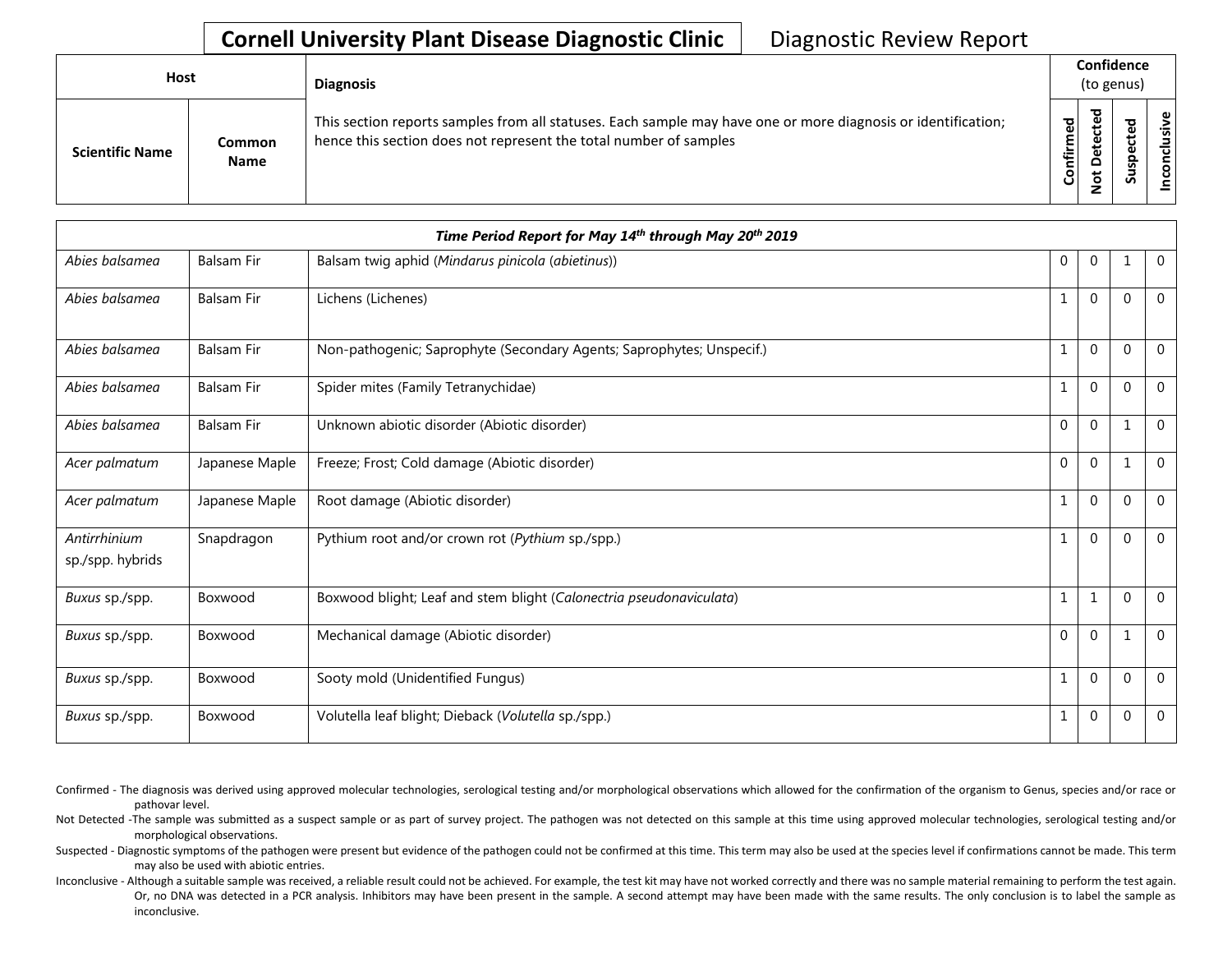# Cornell University Plant Disease Diagnostic Clinic — Diagnostic Review Report

| Host | | Diagnosis | Confidence (to genus) | | | |
|---|---|---|---|---|---|---|
| Scientific Name | Common Name | This section reports samples from all statuses. Each sample may have one or more diagnosis or identification; hence this section does not represent the total number of samples | Confirmed | Not Detected | Suspected | Inconclusive |
| ***Time Period Report for May 14th through May 20th 2019*** | | | | | | |
| *Abies balsamea* | Balsam Fir | Balsam twig aphid (*Mindarus pinicola* (*abietinus*)) | 0 | 0 | 1 | 0 |
| *Abies balsamea* | Balsam Fir | Lichens (Lichenes) | 1 | 0 | 0 | 0 |
| *Abies balsamea* | Balsam Fir | Non-pathogenic; Saprophyte (Secondary Agents; Saprophytes; Unspecif.) | 1 | 0 | 0 | 0 |
| *Abies balsamea* | Balsam Fir | Spider mites (Family Tetranychidae) | 1 | 0 | 0 | 0 |
| *Abies balsamea* | Balsam Fir | Unknown abiotic disorder (Abiotic disorder) | 0 | 0 | 1 | 0 |
| *Acer palmatum* | Japanese Maple | Freeze; Frost; Cold damage (Abiotic disorder) | 0 | 0 | 1 | 0 |
| *Acer palmatum* | Japanese Maple | Root damage (Abiotic disorder) | 1 | 0 | 0 | 0 |
| *Antirrhinium* sp./spp. hybrids | Snapdragon | Pythium root and/or crown rot (*Pythium* sp./spp.) | 1 | 0 | 0 | 0 |
| *Buxus* sp./spp. | Boxwood | Boxwood blight; Leaf and stem blight (*Calonectria pseudonaviculata*) | 1 | 1 | 0 | 0 |
| *Buxus* sp./spp. | Boxwood | Mechanical damage (Abiotic disorder) | 0 | 0 | 1 | 0 |
| *Buxus* sp./spp. | Boxwood | Sooty mold (Unidentified Fungus) | 1 | 0 | 0 | 0 |
| *Buxus* sp./spp. | Boxwood | Volutella leaf blight; Dieback (*Volutella* sp./spp.) | 1 | 0 | 0 | 0 |

Confirmed - The diagnosis was derived using approved molecular technologies, serological testing and/or morphological observations which allowed for the confirmation of the organism to Genus, species and/or race or pathovar level.

Not Detected -The sample was submitted as a suspect sample or as part of survey project. The pathogen was not detected on this sample at this time using approved molecular technologies, serological testing and/or morphological observations.

Suspected - Diagnostic symptoms of the pathogen were present but evidence of the pathogen could not be confirmed at this time. This term may also be used at the species level if confirmations cannot be made. This term may also be used with abiotic entries.

Inconclusive - Although a suitable sample was received, a reliable result could not be achieved. For example, the test kit may have not worked correctly and there was no sample material remaining to perform the test again. Or, no DNA was detected in a PCR analysis. Inhibitors may have been present in the sample. A second attempt may have been made with the same results. The only conclusion is to label the sample as inconclusive.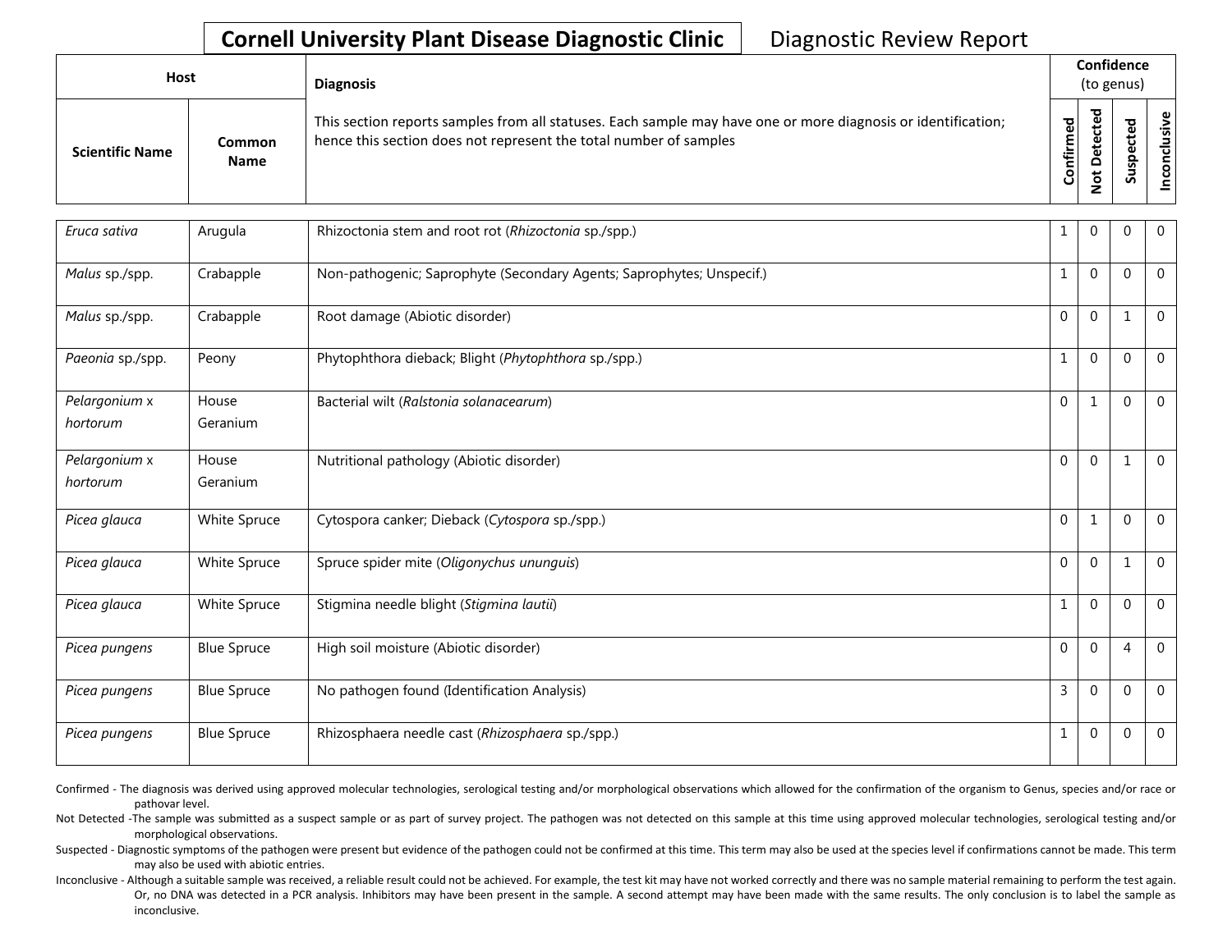**Cornell University Plant Disease Diagnostic Clinic** Diagnostic Review Report

| Host | | Diagnosis | Confidence (to genus) | | | |
|---|---|---|---|---|---|---|
| Scientific Name | Common Name | This section reports samples from all statuses. Each sample may have one or more diagnosis or identification; hence this section does not represent the total number of samples | Confirmed | Not Detected | Suspected | Inconclusive |
| *Eruca sativa* | Arugula | Rhizoctonia stem and root rot (*Rhizoctonia* sp./spp.) | 1 | 0 | 0 | 0 |
| *Malus* sp./spp. | Crabapple | Non-pathogenic; Saprophyte (Secondary Agents; Saprophytes; Unspecif.) | 1 | 0 | 0 | 0 |
| *Malus* sp./spp. | Crabapple | Root damage (Abiotic disorder) | 0 | 0 | 1 | 0 |
| *Paeonia* sp./spp. | Peony | Phytophthora dieback; Blight (*Phytophthora* sp./spp.) | 1 | 0 | 0 | 0 |
| *Pelargonium* x *hortorum* | House Geranium | Bacterial wilt (*Ralstonia solanacearum*) | 0 | 1 | 0 | 0 |
| *Pelargonium* x *hortorum* | House Geranium | Nutritional pathology (Abiotic disorder) | 0 | 0 | 1 | 0 |
| *Picea glauca* | White Spruce | Cytospora canker; Dieback (*Cytospora* sp./spp.) | 0 | 1 | 0 | 0 |
| *Picea glauca* | White Spruce | Spruce spider mite (*Oligonychus ununguis*) | 0 | 0 | 1 | 0 |
| *Picea glauca* | White Spruce | Stigmina needle blight (*Stigmina lautii*) | 1 | 0 | 0 | 0 |
| *Picea pungens* | Blue Spruce | High soil moisture (Abiotic disorder) | 0 | 0 | 4 | 0 |
| *Picea pungens* | Blue Spruce | No pathogen found (Identification Analysis) | 3 | 0 | 0 | 0 |
| *Picea pungens* | Blue Spruce | Rhizosphaera needle cast (*Rhizosphaera* sp./spp.) | 1 | 0 | 0 | 0 |

Confirmed - The diagnosis was derived using approved molecular technologies, serological testing and/or morphological observations which allowed for the confirmation of the organism to Genus, species and/or race or pathovar level.

Not Detected -The sample was submitted as a suspect sample or as part of survey project. The pathogen was not detected on this sample at this time using approved molecular technologies, serological testing and/or morphological observations.

Suspected - Diagnostic symptoms of the pathogen were present but evidence of the pathogen could not be confirmed at this time. This term may also be used at the species level if confirmations cannot be made. This term may also be used with abiotic entries.

Inconclusive - Although a suitable sample was received, a reliable result could not be achieved. For example, the test kit may have not worked correctly and there was no sample material remaining to perform the test again. Or, no DNA was detected in a PCR analysis. Inhibitors may have been present in the sample. A second attempt may have been made with the same results. The only conclusion is to label the sample as inconclusive.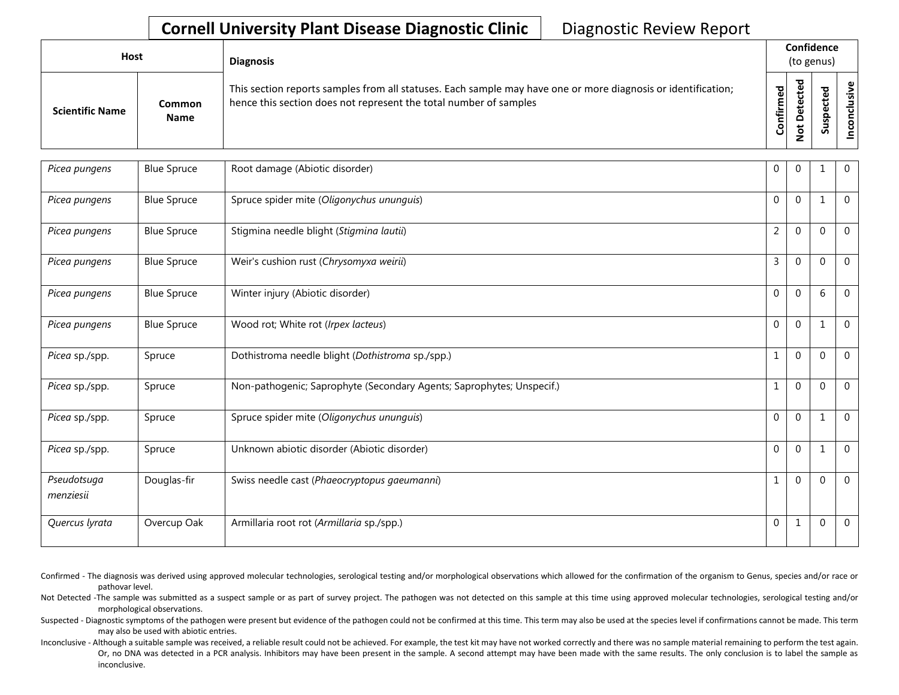**Cornell University Plant Disease Diagnostic Clinic** Diagnostic Review Report

| Host | | Diagnosis | Confidence (to genus) | | | |
|---|---|---|---|---|---|---|
| **Scientific Name** | **Common Name** | This section reports samples from all statuses. Each sample may have one or more diagnosis or identification; hence this section does not represent the total number of samples | **Confirmed** | **Not Detected** | **Suspected** | **Inconclusive** |
| *Picea pungens* | Blue Spruce | Root damage (Abiotic disorder) | 0 | 0 | 1 | 0 |
| *Picea pungens* | Blue Spruce | Spruce spider mite (*Oligonychus ununguis*) | 0 | 0 | 1 | 0 |
| *Picea pungens* | Blue Spruce | Stigmina needle blight (*Stigmina lautii*) | 2 | 0 | 0 | 0 |
| *Picea pungens* | Blue Spruce | Weir's cushion rust (*Chrysomyxa weirii*) | 3 | 0 | 0 | 0 |
| *Picea pungens* | Blue Spruce | Winter injury (Abiotic disorder) | 0 | 0 | 6 | 0 |
| *Picea pungens* | Blue Spruce | Wood rot; White rot (*Irpex lacteus*) | 0 | 0 | 1 | 0 |
| *Picea* sp./spp. | Spruce | Dothistroma needle blight (*Dothistroma* sp./spp.) | 1 | 0 | 0 | 0 |
| *Picea* sp./spp. | Spruce | Non-pathogenic; Saprophyte (Secondary Agents; Saprophytes; Unspecif.) | 1 | 0 | 0 | 0 |
| *Picea* sp./spp. | Spruce | Spruce spider mite (*Oligonychus ununguis*) | 0 | 0 | 1 | 0 |
| *Picea* sp./spp. | Spruce | Unknown abiotic disorder (Abiotic disorder) | 0 | 0 | 1 | 0 |
| *Pseudotsuga menziesii* | Douglas-fir | Swiss needle cast (*Phaeocryptopus gaeumanni*) | 1 | 0 | 0 | 0 |
| *Quercus lyrata* | Overcup Oak | Armillaria root rot (*Armillaria* sp./spp.) | 0 | 1 | 0 | 0 |

Confirmed - The diagnosis was derived using approved molecular technologies, serological testing and/or morphological observations which allowed for the confirmation of the organism to Genus, species and/or race or pathovar level.

Not Detected -The sample was submitted as a suspect sample or as part of survey project. The pathogen was not detected on this sample at this time using approved molecular technologies, serological testing and/or morphological observations.

Suspected - Diagnostic symptoms of the pathogen were present but evidence of the pathogen could not be confirmed at this time. This term may also be used at the species level if confirmations cannot be made. This term may also be used with abiotic entries.

Inconclusive - Although a suitable sample was received, a reliable result could not be achieved. For example, the test kit may have not worked correctly and there was no sample material remaining to perform the test again. Or, no DNA was detected in a PCR analysis. Inhibitors may have been present in the sample. A second attempt may have been made with the same results. The only conclusion is to label the sample as inconclusive.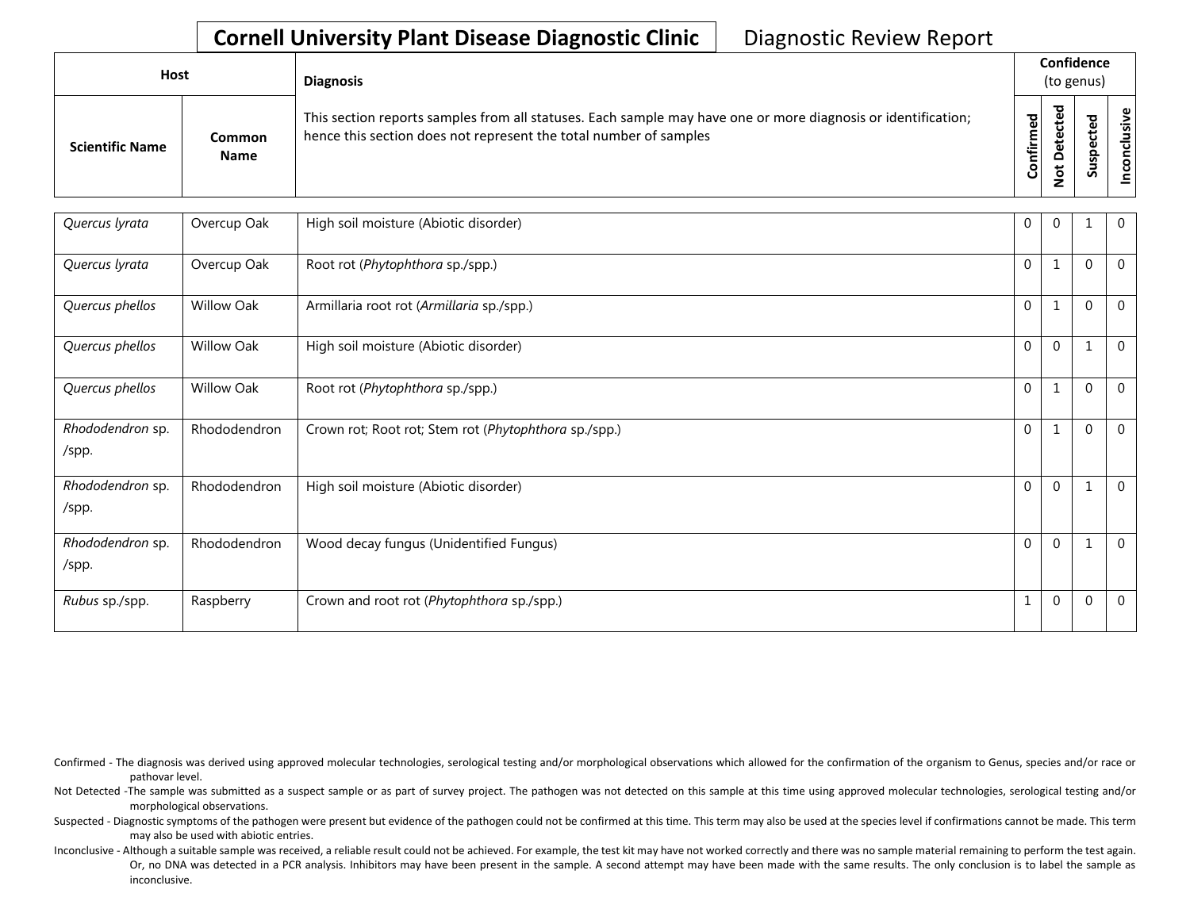# Cornell University Plant Disease Diagnostic Clinic

Diagnostic Review Report

| Host | | Diagnosis | Confidence (to genus) | | | |
|---|---|---|---|---|---|---|
| **Scientific Name** | **Common Name** | This section reports samples from all statuses. Each sample may have one or more diagnosis or identification; hence this section does not represent the total number of samples | **Confirmed** | **Not Detected** | **Suspected** | **Inconclusive** |
| *Quercus lyrata* | Overcup Oak | High soil moisture (Abiotic disorder) | 0 | 0 | 1 | 0 |
| *Quercus lyrata* | Overcup Oak | Root rot (*Phytophthora* sp./spp.) | 0 | 1 | 0 | 0 |
| *Quercus phellos* | Willow Oak | Armillaria root rot (*Armillaria* sp./spp.) | 0 | 1 | 0 | 0 |
| *Quercus phellos* | Willow Oak | High soil moisture (Abiotic disorder) | 0 | 0 | 1 | 0 |
| *Quercus phellos* | Willow Oak | Root rot (*Phytophthora* sp./spp.) | 0 | 1 | 0 | 0 |
| *Rhododendron* sp./spp. | Rhododendron | Crown rot; Root rot; Stem rot (*Phytophthora* sp./spp.) | 0 | 1 | 0 | 0 |
| *Rhododendron* sp./spp. | Rhododendron | High soil moisture (Abiotic disorder) | 0 | 0 | 1 | 0 |
| *Rhododendron* sp./spp. | Rhododendron | Wood decay fungus (Unidentified Fungus) | 0 | 0 | 1 | 0 |
| *Rubus* sp./spp. | Raspberry | Crown and root rot (*Phytophthora* sp./spp.) | 1 | 0 | 0 | 0 |

Confirmed - The diagnosis was derived using approved molecular technologies, serological testing and/or morphological observations which allowed for the confirmation of the organism to Genus, species and/or race or pathovar level.

Not Detected -The sample was submitted as a suspect sample or as part of survey project. The pathogen was not detected on this sample at this time using approved molecular technologies, serological testing and/or morphological observations.

Suspected - Diagnostic symptoms of the pathogen were present but evidence of the pathogen could not be confirmed at this time. This term may also be used at the species level if confirmations cannot be made. This term may also be used with abiotic entries.

Inconclusive - Although a suitable sample was received, a reliable result could not be achieved. For example, the test kit may have not worked correctly and there was no sample material remaining to perform the test again. Or, no DNA was detected in a PCR analysis. Inhibitors may have been present in the sample. A second attempt may have been made with the same results. The only conclusion is to label the sample as inconclusive.